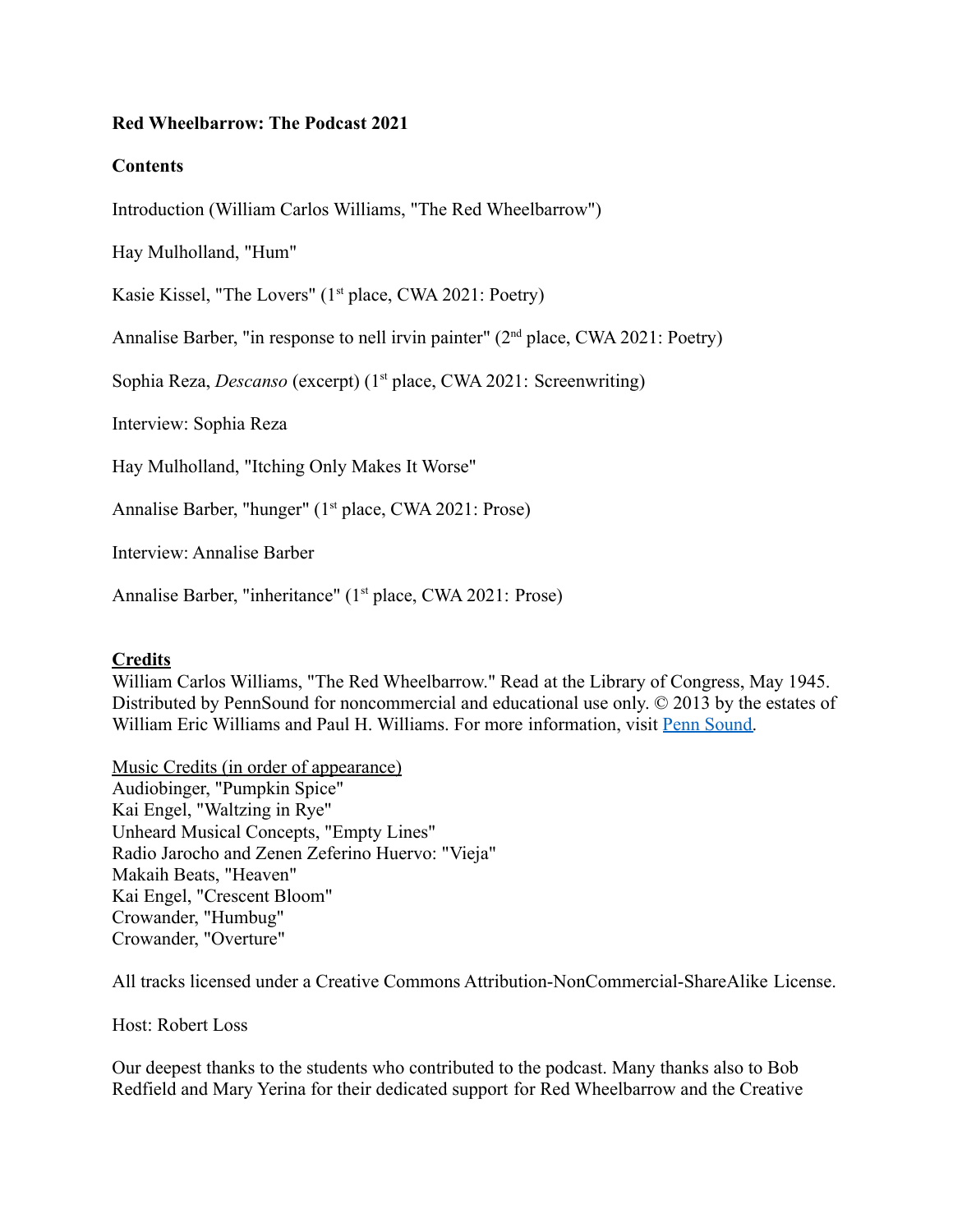**Red Wheelbarrow: The Podcast 2021**

**Contents**

Introduction (William Carlos Williams, "The Red Wheelbarrow")

Hay Mulholland, "Hum"

Kasie Kissel, "The Lovers" (1st place, CWA 2021: Poetry)

Annalise Barber, "in response to nell irvin painter" (2nd place, CWA 2021: Poetry)

Sophia Reza, *Descanso* (excerpt) (1st place, CWA 2021: Screenwriting)

Interview: Sophia Reza

Hay Mulholland, "Itching Only Makes It Worse"

Annalise Barber, "hunger" (1st place, CWA 2021: Prose)

Interview: Annalise Barber

Annalise Barber, "inheritance" (1st place, CWA 2021: Prose)

**Credits**

William Carlos Williams, "The Red Wheelbarrow." Read at the Library of Congress, May 1945. Distributed by PennSound for noncommercial and educational use only. © 2013 by the estates of William Eric Williams and Paul H. Williams. For more information, visit Penn Sound.

Music Credits (in order of appearance)
Audiobinger, "Pumpkin Spice"
Kai Engel, "Waltzing in Rye"
Unheard Musical Concepts, "Empty Lines"
Radio Jarocho and Zenen Zeferino Huervo: "Vieja"
Makaih Beats, "Heaven"
Kai Engel, "Crescent Bloom"
Crowander, "Humbug"
Crowander, "Overture"

All tracks licensed under a Creative Commons Attribution-NonCommercial-ShareAlike License.

Host: Robert Loss

Our deepest thanks to the students who contributed to the podcast. Many thanks also to Bob Redfield and Mary Yerina for their dedicated support for Red Wheelbarrow and the Creative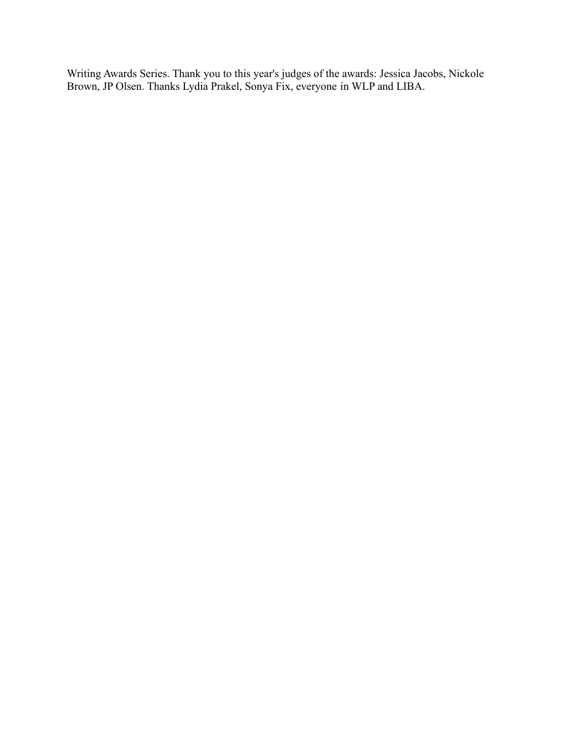Writing Awards Series. Thank you to this year's judges of the awards: Jessica Jacobs, Nickole Brown, JP Olsen. Thanks Lydia Prakel, Sonya Fix, everyone in WLP and LIBA.